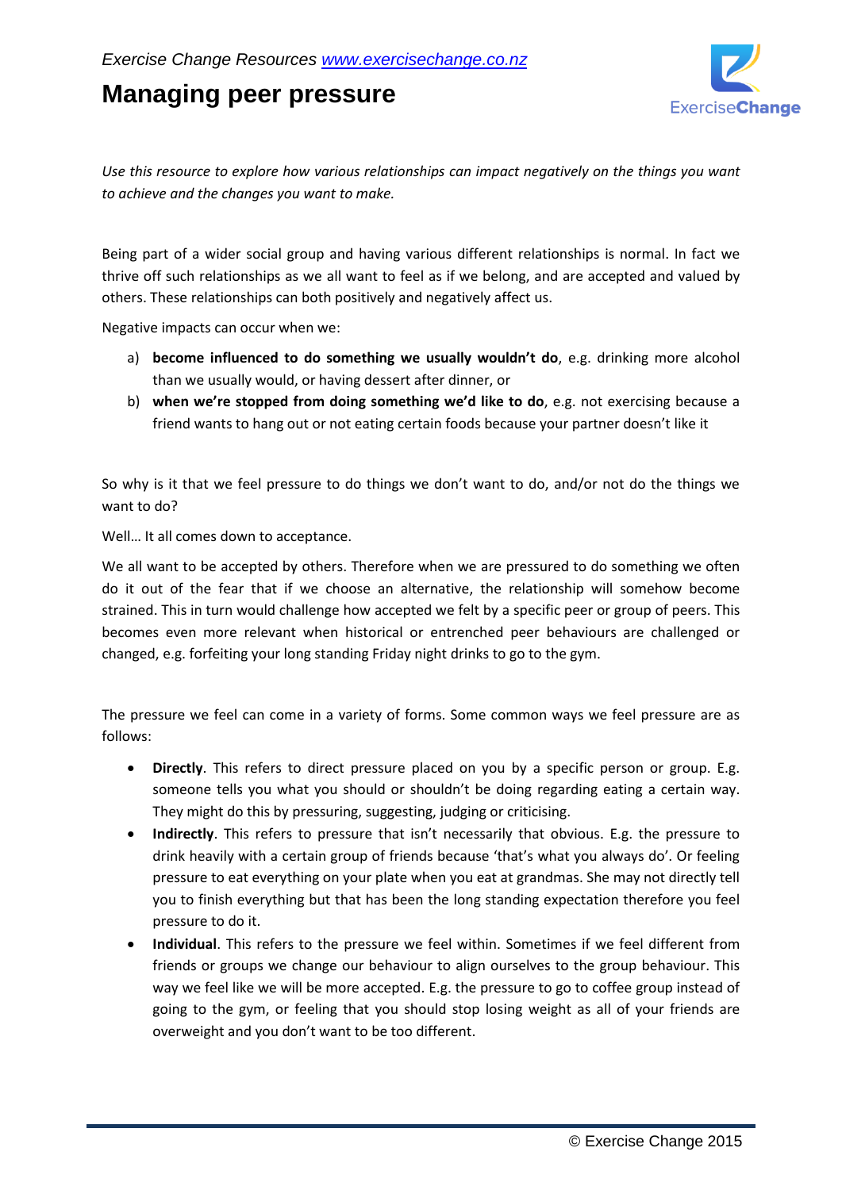*Exercise Change Resources [www.exercisechange.co.nz](http://www.exercisechange.co.nz)*

# Managing peer pressure

*Use this resource to explore how various relationships can impact negatively on the things you want to achieve and the changes you want to make.*

Being part of a wider social group and having various different relationships is normal. In fact we thrive off such relationships as we all want to feel as if we belong, and are accepted and valued by others. These relationships can both positively and negatively affect us.

Negative impacts can occur when we:

a) **become influenced to do something we usually wouldn't do**, e.g. drinking more alcohol than we usually would, or having dessert after dinner, or
b) **when we're stopped from doing something we'd like to do**, e.g. not exercising because a friend wants to hang out or not eating certain foods because your partner doesn't like it

So why is it that we feel pressure to do things we don't want to do, and/or not do the things we want to do?

Well… It all comes down to acceptance.

We all want to be accepted by others. Therefore when we are pressured to do something we often do it out of the fear that if we choose an alternative, the relationship will somehow become strained. This in turn would challenge how accepted we felt by a specific peer or group of peers. This becomes even more relevant when historical or entrenched peer behaviours are challenged or changed, e.g. forfeiting your long standing Friday night drinks to go to the gym.

The pressure we feel can come in a variety of forms. Some common ways we feel pressure are as follows:

- **Directly**. This refers to direct pressure placed on you by a specific person or group. E.g. someone tells you what you should or shouldn't be doing regarding eating a certain way. They might do this by pressuring, suggesting, judging or criticising.
- **Indirectly**. This refers to pressure that isn't necessarily that obvious. E.g. the pressure to drink heavily with a certain group of friends because 'that's what you always do'. Or feeling pressure to eat everything on your plate when you eat at grandmas. She may not directly tell you to finish everything but that has been the long standing expectation therefore you feel pressure to do it.
- **Individual**. This refers to the pressure we feel within. Sometimes if we feel different from friends or groups we change our behaviour to align ourselves to the group behaviour. This way we feel like we will be more accepted. E.g. the pressure to go to coffee group instead of going to the gym, or feeling that you should stop losing weight as all of your friends are overweight and you don't want to be too different.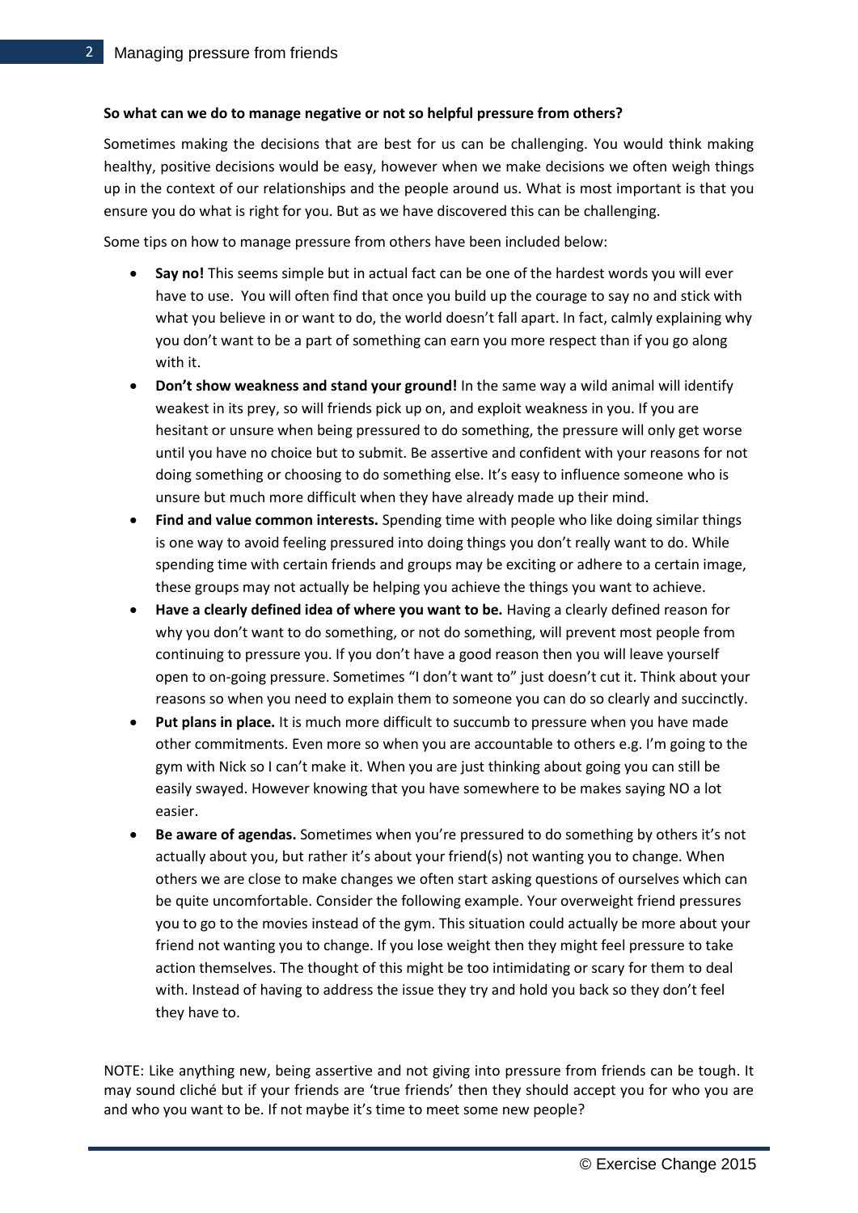**So what can we do to manage negative or not so helpful pressure from others?**

Sometimes making the decisions that are best for us can be challenging. You would think making healthy, positive decisions would be easy, however when we make decisions we often weigh things up in the context of our relationships and the people around us. What is most important is that you ensure you do what is right for you. But as we have discovered this can be challenging.

Some tips on how to manage pressure from others have been included below:

- **Say no!** This seems simple but in actual fact can be one of the hardest words you will ever have to use. You will often find that once you build up the courage to say no and stick with what you believe in or want to do, the world doesn't fall apart. In fact, calmly explaining why you don't want to be a part of something can earn you more respect than if you go along with it.
- **Don't show weakness and stand your ground!** In the same way a wild animal will identify weakest in its prey, so will friends pick up on, and exploit weakness in you. If you are hesitant or unsure when being pressured to do something, the pressure will only get worse until you have no choice but to submit. Be assertive and confident with your reasons for not doing something or choosing to do something else. It's easy to influence someone who is unsure but much more difficult when they have already made up their mind.
- **Find and value common interests.** Spending time with people who like doing similar things is one way to avoid feeling pressured into doing things you don't really want to do. While spending time with certain friends and groups may be exciting or adhere to a certain image, these groups may not actually be helping you achieve the things you want to achieve.
- **Have a clearly defined idea of where you want to be.** Having a clearly defined reason for why you don't want to do something, or not do something, will prevent most people from continuing to pressure you. If you don't have a good reason then you will leave yourself open to on-going pressure. Sometimes "I don't want to" just doesn't cut it. Think about your reasons so when you need to explain them to someone you can do so clearly and succinctly.
- **Put plans in place.** It is much more difficult to succumb to pressure when you have made other commitments. Even more so when you are accountable to others e.g. I'm going to the gym with Nick so I can't make it. When you are just thinking about going you can still be easily swayed. However knowing that you have somewhere to be makes saying NO a lot easier.
- **Be aware of agendas.** Sometimes when you're pressured to do something by others it's not actually about you, but rather it's about your friend(s) not wanting you to change. When others we are close to make changes we often start asking questions of ourselves which can be quite uncomfortable. Consider the following example. Your overweight friend pressures you to go to the movies instead of the gym. This situation could actually be more about your friend not wanting you to change. If you lose weight then they might feel pressure to take action themselves. The thought of this might be too intimidating or scary for them to deal with. Instead of having to address the issue they try and hold you back so they don't feel they have to.

NOTE: Like anything new, being assertive and not giving into pressure from friends can be tough. It may sound cliché but if your friends are 'true friends' then they should accept you for who you are and who you want to be. If not maybe it's time to meet some new people?

© Exercise Change 2015